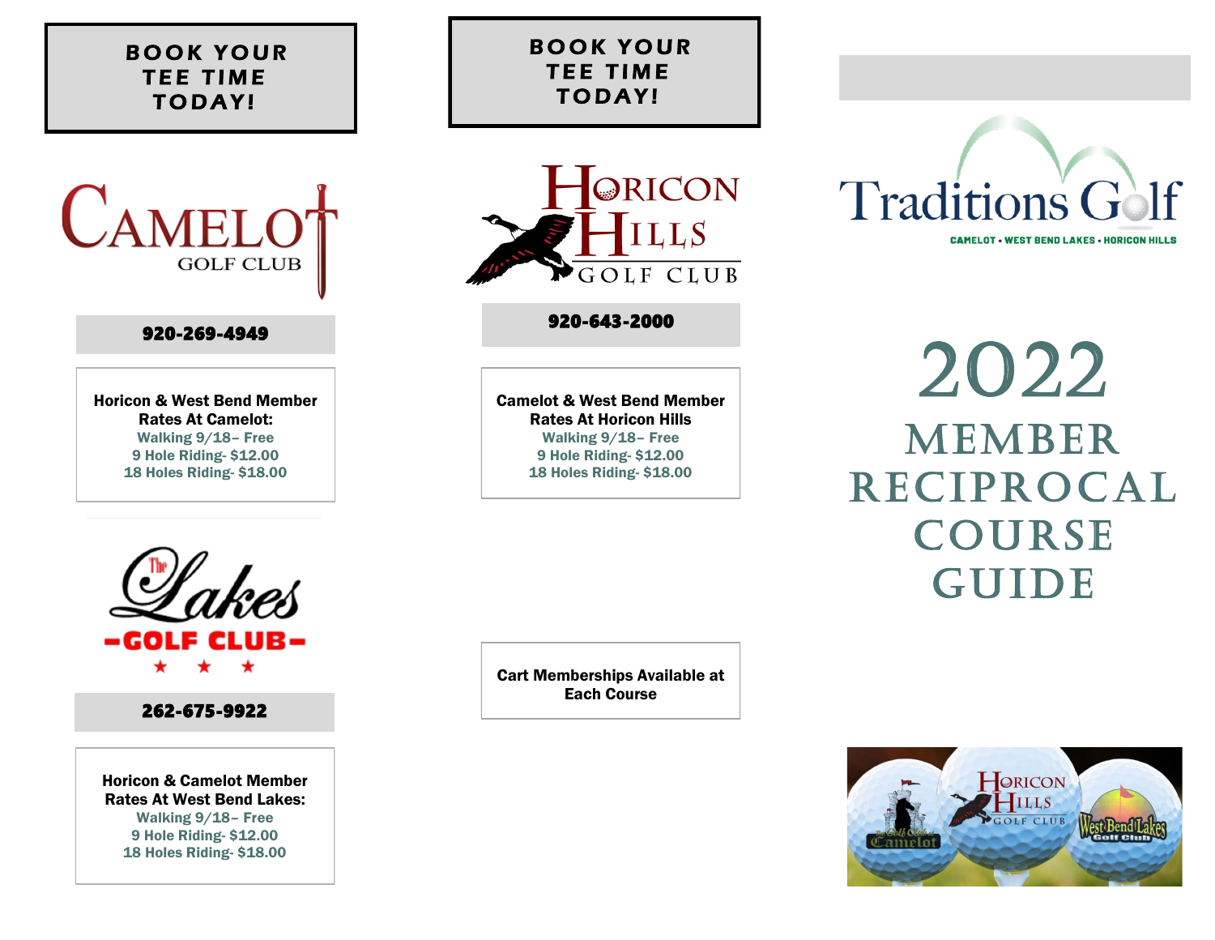**BOOK YOUR TEE TIME TODAY!**

CAMELOT GOLF CLUB

**920-269-4949**

**Horicon & West Bend Member Rates At Camelot:**

Walking 9/18– Free
9 Hole Riding- $12.00
18 Holes Riding- $18.00

The Lakes -GOLF CLUB-

**262-675-9922**

**Horicon & Camelot Member Rates At West Bend Lakes:**

Walking 9/18– Free
9 Hole Riding- $12.00
18 Holes Riding- $18.00

**BOOK YOUR TEE TIME TODAY!**

HORICON HILLS GOLF CLUB

**920-643-2000**

**Camelot & West Bend Member Rates At Horicon Hills**

Walking 9/18– Free
9 Hole Riding- $12.00
18 Holes Riding- $18.00

**Cart Memberships Available at Each Course**

Traditions Golf

CAMELOT • WEST BEND LAKES • HORICON HILLS

# 2022 MEMBER RECIPROCAL COURSE GUIDE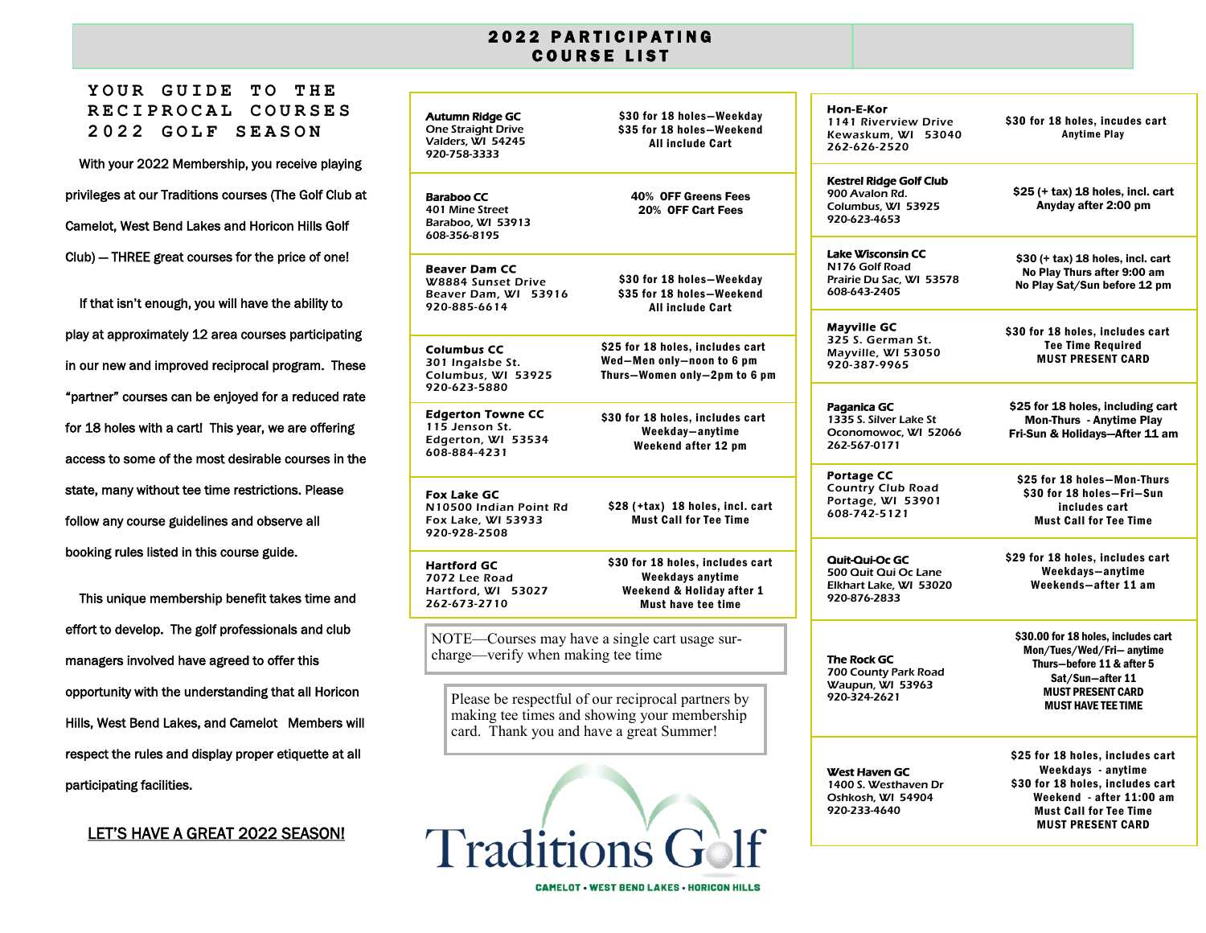# 2022 PARTICIPATING COURSE LIST

## YOUR GUIDE TO THE RECIPROCAL COURSES 2022 GOLF SEASON

With your 2022 Membership, you receive playing privileges at our Traditions courses (The Golf Club at Camelot, West Bend Lakes and Horicon Hills Golf Club) — THREE great courses for the price of one!

If that isn't enough, you will have the ability to play at approximately 12 area courses participating in our new and improved reciprocal program. These "partner" courses can be enjoyed for a reduced rate for 18 holes with a cart! This year, we are offering access to some of the most desirable courses in the state, many without tee time restrictions. Please follow any course guidelines and observe all booking rules listed in this course guide.

This unique membership benefit takes time and effort to develop. The golf professionals and club managers involved have agreed to offer this opportunity with the understanding that all Horicon Hills, West Bend Lakes, and Camelot Members will respect the rules and display proper etiquette at all participating facilities.

LET'S HAVE A GREAT 2022 SEASON!

| | |
|---|---|
| **Autumn Ridge GC**<br>One Straight Drive<br>Valders, WI 54245<br>920-758-3333 | $30 for 18 holes—Weekday<br>$35 for 18 holes—Weekend<br>All include Cart |
| **Baraboo CC**<br>401 Mine Street<br>Baraboo, WI 53913<br>608-356-8195 | 40% OFF Greens Fees<br>20% OFF Cart Fees |
| **Beaver Dam CC**<br>W8884 Sunset Drive<br>Beaver Dam, WI 53916<br>920-885-6614 | $30 for 18 holes—Weekday<br>$35 for 18 holes—Weekend<br>All include Cart |
| **Columbus CC**<br>301 Ingalsbe St.<br>Columbus, WI 53925<br>920-623-5880 | $25 for 18 holes, includes cart<br>Wed—Men only—noon to 6 pm<br>Thurs—Women only—2pm to 6 pm |
| **Edgerton Towne CC**<br>115 Jenson St.<br>Edgerton, WI 53534<br>608-884-4231 | $30 for 18 holes, includes cart<br>Weekday—anytime<br>Weekend after 12 pm |
| **Fox Lake GC**<br>N10500 Indian Point Rd<br>Fox Lake, WI 53933<br>920-928-2508 | $28 (+tax) 18 holes, incl. cart<br>Must Call for Tee Time |
| **Hartford GC**<br>7072 Lee Road<br>Hartford, WI 53027<br>262-673-2710 | $30 for 18 holes, includes cart<br>Weekdays anytime<br>Weekend & Holiday after 1<br>Must have tee time |

NOTE—Courses may have a single cart usage surcharge—verify when making tee time

Please be respectful of our reciprocal partners by making tee times and showing your membership card. Thank you and have a great Summer!

Traditions Golf
CAMELOT • WEST BEND LAKES • HORICON HILLS

| | |
|---|---|
| **Hon-E-Kor**<br>1141 Riverview Drive<br>Kewaskum, WI 53040<br>262-626-2520 | $30 for 18 holes, incudes cart<br>Anytime Play |
| **Kestrel Ridge Golf Club**<br>900 Avalon Rd.<br>Columbus, WI 53925<br>920-623-4653 | $25 (+ tax) 18 holes, incl. cart<br>Anyday after 2:00 pm |
| **Lake Wisconsin CC**<br>N176 Golf Road<br>Prairie Du Sac, WI 53578<br>608-643-2405 | $30 (+ tax) 18 holes, incl. cart<br>No Play Thurs after 9:00 am<br>No Play Sat/Sun before 12 pm |
| **Mayville GC**<br>325 S. German St.<br>Mayville, WI 53050<br>920-387-9965 | $30 for 18 holes, includes cart<br>Tee Time Required<br>MUST PRESENT CARD |
| **Paganica GC**<br>1335 S. Silver Lake St<br>Oconomowoc, WI 52066<br>262-567-0171 | $25 for 18 holes, including cart<br>Mon-Thurs - Anytime Play<br>Fri-Sun & Holidays—After 11 am |
| **Portage CC**<br>Country Club Road<br>Portage, WI 53901<br>608-742-5121 | $25 for 18 holes—Mon-Thurs<br>$30 for 18 holes—Fri—Sun<br>includes cart<br>Must Call for Tee Time |
| **Quit-Qui-Oc GC**<br>500 Quit Qui Oc Lane<br>Elkhart Lake, WI 53020<br>920-876-2833 | $29 for 18 holes, includes cart<br>Weekdays—anytime<br>Weekends—after 11 am |
| **The Rock GC**<br>700 County Park Road<br>Waupun, WI 53963<br>920-324-2621 | $30.00 for 18 holes, includes cart<br>Mon/Tues/Wed/Fri— anytime<br>Thurs—before 11 & after 5<br>Sat/Sun—after 11<br>MUST PRESENT CARD<br>MUST HAVE TEE TIME |
| **West Haven GC**<br>1400 S. Westhaven Dr<br>Oshkosh, WI 54904<br>920-233-4640 | $25 for 18 holes, includes cart<br>Weekdays - anytime<br>$30 for 18 holes, includes cart<br>Weekend - after 11:00 am<br>Must Call for Tee Time<br>MUST PRESENT CARD |